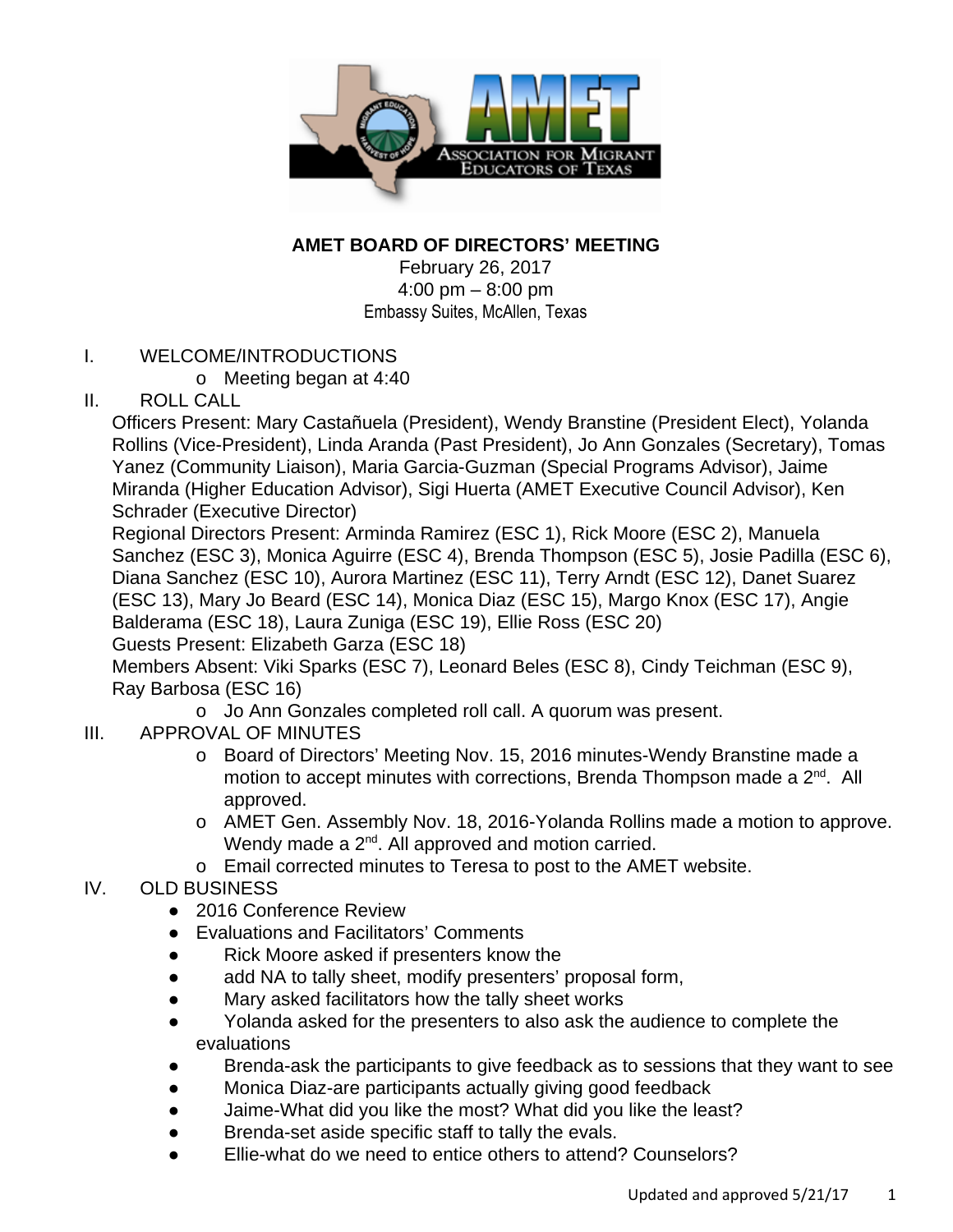**AMET BOARD OF DIRECTORS' MEETING**

February 26, 2017
4:00 pm – 8:00 pm
Embassy Suites, McAllen, Texas

I. WELCOME/INTRODUCTIONS
   - Meeting began at 4:40

II. ROLL CALL

Officers Present: Mary Castañuela (President), Wendy Branstine (President Elect), Yolanda Rollins (Vice-President), Linda Aranda (Past President), Jo Ann Gonzales (Secretary), Tomas Yanez (Community Liaison), Maria Garcia-Guzman (Special Programs Advisor), Jaime Miranda (Higher Education Advisor), Sigi Huerta (AMET Executive Council Advisor), Ken Schrader (Executive Director)

Regional Directors Present: Arminda Ramirez (ESC 1), Rick Moore (ESC 2), Manuela Sanchez (ESC 3), Monica Aguirre (ESC 4), Brenda Thompson (ESC 5), Josie Padilla (ESC 6), Diana Sanchez (ESC 10), Aurora Martinez (ESC 11), Terry Arndt (ESC 12), Danet Suarez (ESC 13), Mary Jo Beard (ESC 14), Monica Diaz (ESC 15), Margo Knox (ESC 17), Angie Balderama (ESC 18), Laura Zuniga (ESC 19), Ellie Ross (ESC 20)

Guests Present: Elizabeth Garza (ESC 18)

Members Absent: Viki Sparks (ESC 7), Leonard Beles (ESC 8), Cindy Teichman (ESC 9), Ray Barbosa (ESC 16)

   - Jo Ann Gonzales completed roll call. A quorum was present.

III. APPROVAL OF MINUTES
   - Board of Directors' Meeting Nov. 15, 2016 minutes-Wendy Branstine made a motion to accept minutes with corrections, Brenda Thompson made a 2nd. All approved.
   - AMET Gen. Assembly Nov. 18, 2016-Yolanda Rollins made a motion to approve. Wendy made a 2nd. All approved and motion carried.
   - Email corrected minutes to Teresa to post to the AMET website.

IV. OLD BUSINESS
   - 2016 Conference Review
   - Evaluations and Facilitators' Comments
   - Rick Moore asked if presenters know the
   - add NA to tally sheet, modify presenters' proposal form,
   - Mary asked facilitators how the tally sheet works
   - Yolanda asked for the presenters to also ask the audience to complete the evaluations
   - Brenda-ask the participants to give feedback as to sessions that they want to see
   - Monica Diaz-are participants actually giving good feedback
   - Jaime-What did you like the most? What did you like the least?
   - Brenda-set aside specific staff to tally the evals.
   - Ellie-what do we need to entice others to attend? Counselors?

Updated and approved 5/21/17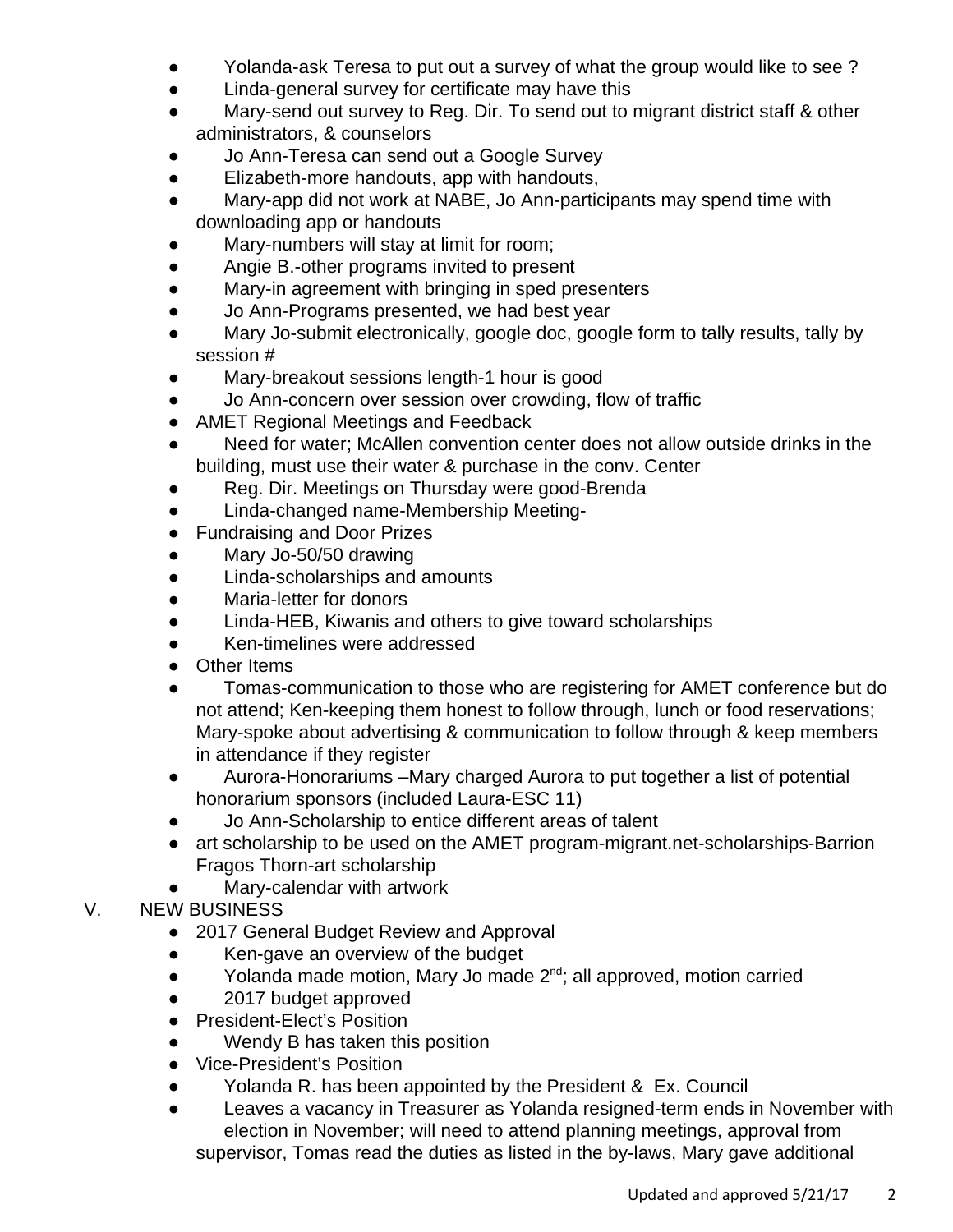- Yolanda-ask Teresa to put out a survey of what the group would like to see ?
- Linda-general survey for certificate may have this
- Mary-send out survey to Reg. Dir. To send out to migrant district staff & other administrators, & counselors
- Jo Ann-Teresa can send out a Google Survey
- Elizabeth-more handouts, app with handouts,
- Mary-app did not work at NABE, Jo Ann-participants may spend time with downloading app or handouts
- Mary-numbers will stay at limit for room;
- Angie B.-other programs invited to present
- Mary-in agreement with bringing in sped presenters
- Jo Ann-Programs presented, we had best year
- Mary Jo-submit electronically, google doc, google form to tally results, tally by session #
- Mary-breakout sessions length-1 hour is good
- Jo Ann-concern over session over crowding, flow of traffic
- AMET Regional Meetings and Feedback
- Need for water; McAllen convention center does not allow outside drinks in the building, must use their water & purchase in the conv. Center
- Reg. Dir. Meetings on Thursday were good-Brenda
- Linda-changed name-Membership Meeting-
- Fundraising and Door Prizes
- Mary Jo-50/50 drawing
- Linda-scholarships and amounts
- Maria-letter for donors
- Linda-HEB, Kiwanis and others to give toward scholarships
- Ken-timelines were addressed
- Other Items
- Tomas-communication to those who are registering for AMET conference but do not attend; Ken-keeping them honest to follow through, lunch or food reservations; Mary-spoke about advertising & communication to follow through & keep members in attendance if they register
- Aurora-Honorariums –Mary charged Aurora to put together a list of potential honorarium sponsors (included Laura-ESC 11)
- Jo Ann-Scholarship to entice different areas of talent
- art scholarship to be used on the AMET program-migrant.net-scholarships-Barrion Fragos Thorn-art scholarship
- Mary-calendar with artwork

V. NEW BUSINESS

- 2017 General Budget Review and Approval
- Ken-gave an overview of the budget
- Yolanda made motion, Mary Jo made 2nd; all approved, motion carried
- 2017 budget approved
- President-Elect's Position
- Wendy B has taken this position
- Vice-President's Position
- Yolanda R. has been appointed by the President & Ex. Council
- Leaves a vacancy in Treasurer as Yolanda resigned-term ends in November with election in November; will need to attend planning meetings, approval from supervisor, Tomas read the duties as listed in the by-laws, Mary gave additional

Updated and approved 5/21/17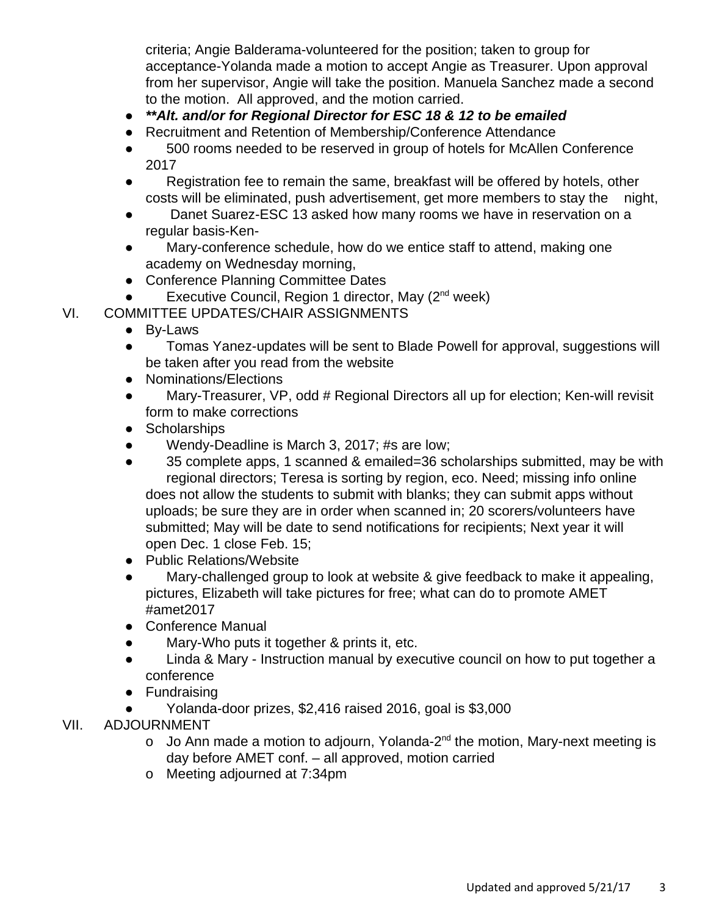criteria; Angie Balderama-volunteered for the position; taken to group for acceptance-Yolanda made a motion to accept Angie as Treasurer. Upon approval from her supervisor, Angie will take the position. Manuela Sanchez made a second to the motion. All approved, and the motion carried.

- ***\*\*Alt. and/or for Regional Director for ESC 18 & 12 to be emailed***
- Recruitment and Retention of Membership/Conference Attendance
- 500 rooms needed to be reserved in group of hotels for McAllen Conference 2017
- Registration fee to remain the same, breakfast will be offered by hotels, other costs will be eliminated, push advertisement, get more members to stay the night,
- Danet Suarez-ESC 13 asked how many rooms we have in reservation on a regular basis-Ken-
- Mary-conference schedule, how do we entice staff to attend, making one academy on Wednesday morning,
- Conference Planning Committee Dates
- Executive Council, Region 1 director, May (2nd week)

VI. COMMITTEE UPDATES/CHAIR ASSIGNMENTS

- By-Laws
- Tomas Yanez-updates will be sent to Blade Powell for approval, suggestions will be taken after you read from the website
- Nominations/Elections
- Mary-Treasurer, VP, odd # Regional Directors all up for election; Ken-will revisit form to make corrections
- Scholarships
- Wendy-Deadline is March 3, 2017; #s are low;
- 35 complete apps, 1 scanned & emailed=36 scholarships submitted, may be with regional directors; Teresa is sorting by region, eco. Need; missing info online does not allow the students to submit with blanks; they can submit apps without uploads; be sure they are in order when scanned in; 20 scorers/volunteers have submitted; May will be date to send notifications for recipients; Next year it will open Dec. 1 close Feb. 15;
- Public Relations/Website
- Mary-challenged group to look at website & give feedback to make it appealing, pictures, Elizabeth will take pictures for free; what can do to promote AMET #amet2017
- Conference Manual
- Mary-Who puts it together & prints it, etc.
- Linda & Mary - Instruction manual by executive council on how to put together a conference
- Fundraising
- Yolanda-door prizes, $2,416 raised 2016, goal is $3,000

VII. ADJOURNMENT

- Jo Ann made a motion to adjourn, Yolanda-2nd the motion, Mary-next meeting is day before AMET conf. – all approved, motion carried
- Meeting adjourned at 7:34pm

Updated and approved 5/21/17